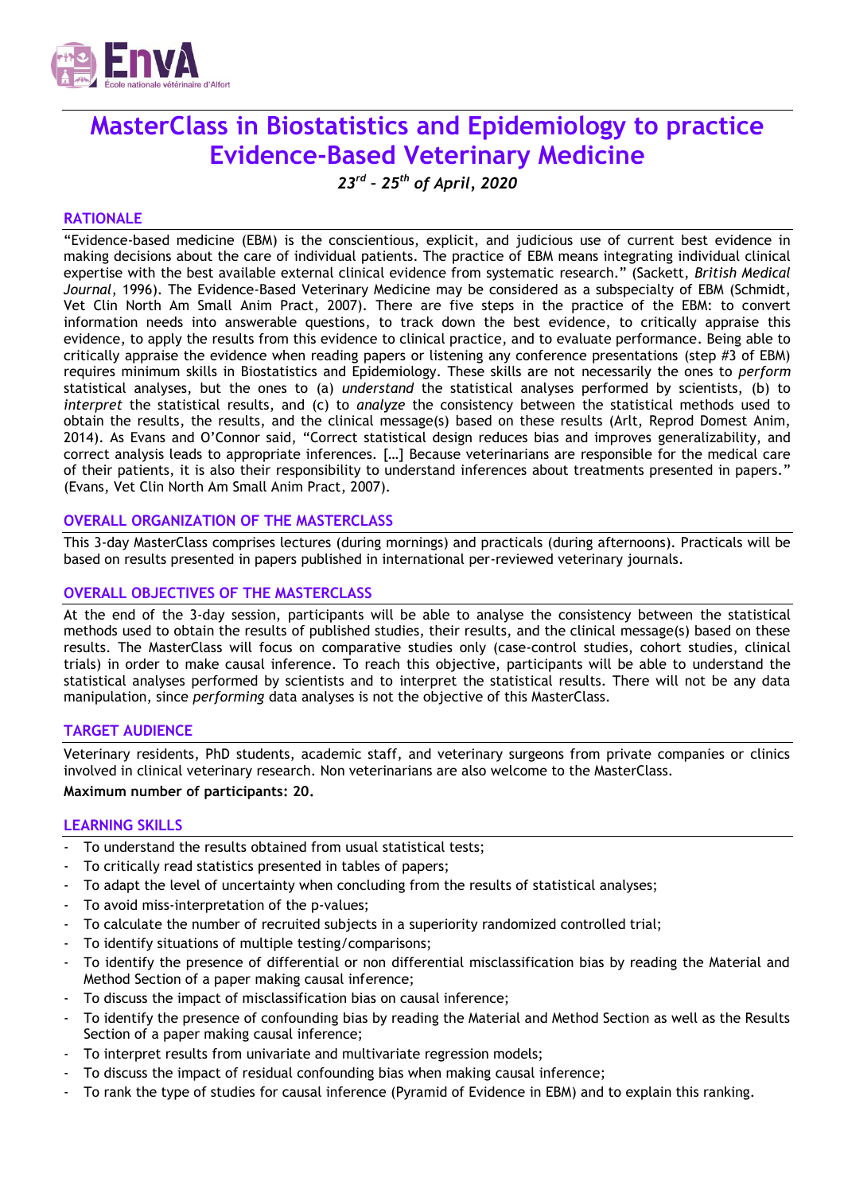# MasterClass in Biostatistics and Epidemiology to practice Evidence-Based Veterinary Medicine

***23rd – 25th of April, 2020***

## RATIONALE

"Evidence-based medicine (EBM) is the conscientious, explicit, and judicious use of current best evidence in making decisions about the care of individual patients. The practice of EBM means integrating individual clinical expertise with the best available external clinical evidence from systematic research." (Sackett, *British Medical Journal*, 1996). The Evidence-Based Veterinary Medicine may be considered as a subspecialty of EBM (Schmidt, Vet Clin North Am Small Anim Pract, 2007). There are five steps in the practice of the EBM: to convert information needs into answerable questions, to track down the best evidence, to critically appraise this evidence, to apply the results from this evidence to clinical practice, and to evaluate performance. Being able to critically appraise the evidence when reading papers or listening any conference presentations (step #3 of EBM) requires minimum skills in Biostatistics and Epidemiology. These skills are not necessarily the ones to *perform* statistical analyses, but the ones to (a) *understand* the statistical analyses performed by scientists, (b) to *interpret* the statistical results, and (c) to *analyze* the consistency between the statistical methods used to obtain the results, the results, and the clinical message(s) based on these results (Arlt, Reprod Domest Anim, 2014). As Evans and O'Connor said, "Correct statistical design reduces bias and improves generalizability, and correct analysis leads to appropriate inferences. […] Because veterinarians are responsible for the medical care of their patients, it is also their responsibility to understand inferences about treatments presented in papers." (Evans, Vet Clin North Am Small Anim Pract, 2007).

## OVERALL ORGANIZATION OF THE MASTERCLASS

This 3-day MasterClass comprises lectures (during mornings) and practicals (during afternoons). Practicals will be based on results presented in papers published in international per-reviewed veterinary journals.

## OVERALL OBJECTIVES OF THE MASTERCLASS

At the end of the 3-day session, participants will be able to analyse the consistency between the statistical methods used to obtain the results of published studies, their results, and the clinical message(s) based on these results. The MasterClass will focus on comparative studies only (case-control studies, cohort studies, clinical trials) in order to make causal inference. To reach this objective, participants will be able to understand the statistical analyses performed by scientists and to interpret the statistical results. There will not be any data manipulation, since *performing* data analyses is not the objective of this MasterClass.

## TARGET AUDIENCE

Veterinary residents, PhD students, academic staff, and veterinary surgeons from private companies or clinics involved in clinical veterinary research. Non veterinarians are also welcome to the MasterClass.

**Maximum number of participants: 20.**

## LEARNING SKILLS

- To understand the results obtained from usual statistical tests;
- To critically read statistics presented in tables of papers;
- To adapt the level of uncertainty when concluding from the results of statistical analyses;
- To avoid miss-interpretation of the p-values;
- To calculate the number of recruited subjects in a superiority randomized controlled trial;
- To identify situations of multiple testing/comparisons;
- To identify the presence of differential or non differential misclassification bias by reading the Material and Method Section of a paper making causal inference;
- To discuss the impact of misclassification bias on causal inference;
- To identify the presence of confounding bias by reading the Material and Method Section as well as the Results Section of a paper making causal inference;
- To interpret results from univariate and multivariate regression models;
- To discuss the impact of residual confounding bias when making causal inference;
- To rank the type of studies for causal inference (Pyramid of Evidence in EBM) and to explain this ranking.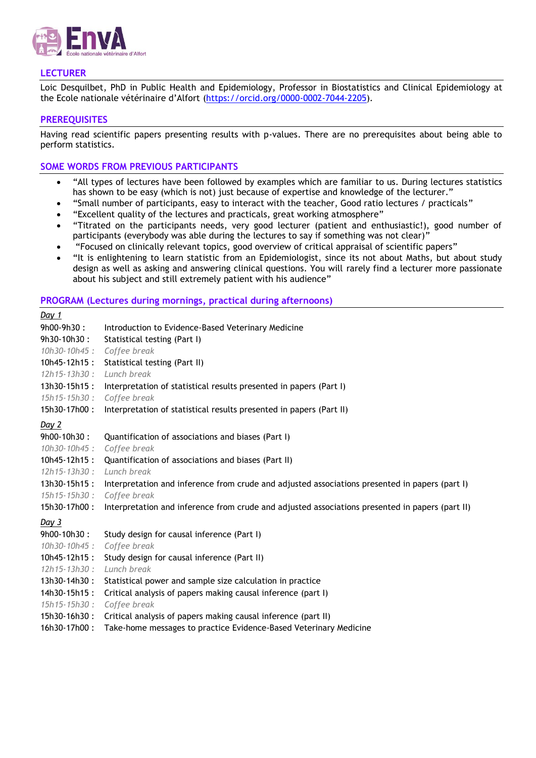## LECTURER

Loic Desquilbet, PhD in Public Health and Epidemiology, Professor in Biostatistics and Clinical Epidemiology at the Ecole nationale vétérinaire d'Alfort (https://orcid.org/0000-0002-7044-2205).

## PREREQUISITES

Having read scientific papers presenting results with p-values. There are no prerequisites about being able to perform statistics.

## SOME WORDS FROM PREVIOUS PARTICIPANTS

- "All types of lectures have been followed by examples which are familiar to us. During lectures statistics has shown to be easy (which is not) just because of expertise and knowledge of the lecturer."
- "Small number of participants, easy to interact with the teacher, Good ratio lectures / practicals"
- "Excellent quality of the lectures and practicals, great working atmosphere"
- "Titrated on the participants needs, very good lecturer (patient and enthusiastic!), good number of participants (everybody was able during the lectures to say if something was not clear)"
- "Focused on clinically relevant topics, good overview of critical appraisal of scientific papers"
- "It is enlightening to learn statistic from an Epidemiologist, since its not about Maths, but about study design as well as asking and answering clinical questions. You will rarely find a lecturer more passionate about his subject and still extremely patient with his audience"

## PROGRAM (Lectures during mornings, practical during afternoons)

*Day 1*

| | |
|---|---|
| 9h00-9h30 : | Introduction to Evidence-Based Veterinary Medicine |
| 9h30-10h30 : | Statistical testing (Part I) |
| *10h30-10h45 :* | *Coffee break* |
| 10h45-12h15 : | Statistical testing (Part II) |
| *12h15-13h30 :* | *Lunch break* |
| 13h30-15h15 : | Interpretation of statistical results presented in papers (Part I) |
| *15h15-15h30 :* | *Coffee break* |
| 15h30-17h00 : | Interpretation of statistical results presented in papers (Part II) |

*Day 2*

| | |
|---|---|
| 9h00-10h30 : | Quantification of associations and biases (Part I) |
| *10h30-10h45 :* | *Coffee break* |
| 10h45-12h15 : | Quantification of associations and biases (Part II) |
| *12h15-13h30 :* | *Lunch break* |
| 13h30-15h15 : | Interpretation and inference from crude and adjusted associations presented in papers (part I) |
| *15h15-15h30 :* | *Coffee break* |
| 15h30-17h00 : | Interpretation and inference from crude and adjusted associations presented in papers (part II) |

*Day 3*

| | |
|---|---|
| 9h00-10h30 : | Study design for causal inference (Part I) |
| *10h30-10h45 :* | *Coffee break* |
| 10h45-12h15 : | Study design for causal inference (Part II) |
| *12h15-13h30 :* | *Lunch break* |
| 13h30-14h30 : | Statistical power and sample size calculation in practice |
| 14h30-15h15 : | Critical analysis of papers making causal inference (part I) |
| *15h15-15h30 :* | *Coffee break* |
| 15h30-16h30 : | Critical analysis of papers making causal inference (part II) |
| 16h30-17h00 : | Take-home messages to practice Evidence-Based Veterinary Medicine |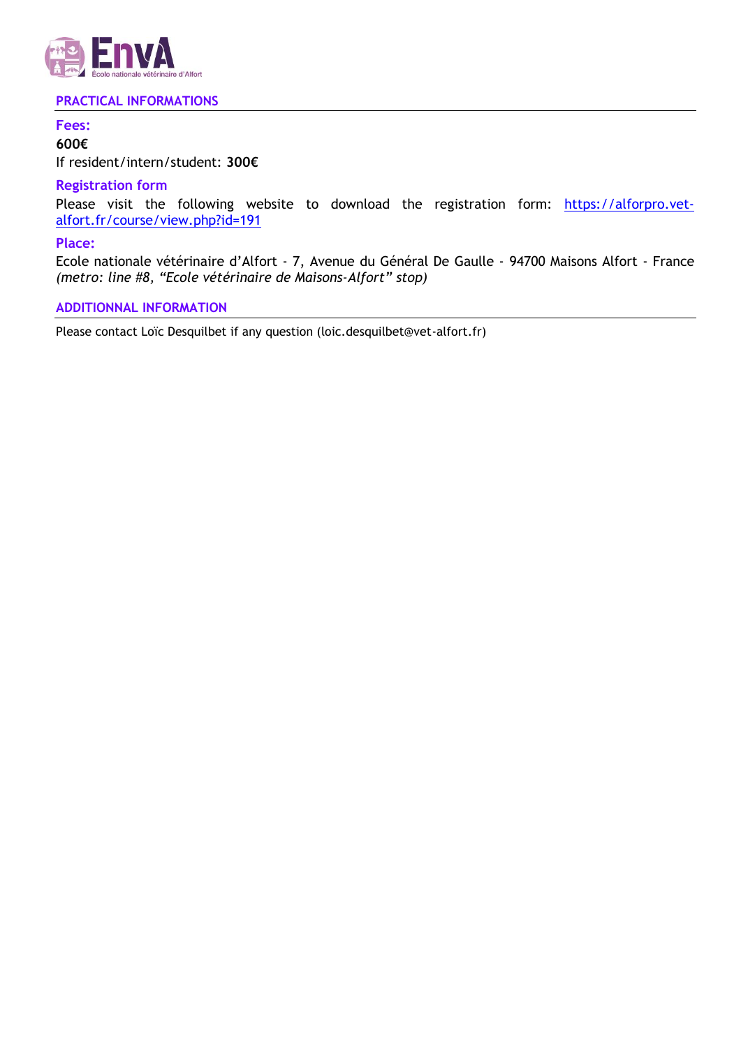## PRACTICAL INFORMATIONS

### Fees:

**600€**

If resident/intern/student: **300€**

### Registration form

Please visit the following website to download the registration form: https://alforpro.vet-alfort.fr/course/view.php?id=191

### Place:

Ecole nationale vétérinaire d'Alfort - 7, Avenue du Général De Gaulle - 94700 Maisons Alfort - France *(metro: line #8, "Ecole vétérinaire de Maisons-Alfort" stop)*

## ADDITIONNAL INFORMATION

Please contact Loïc Desquilbet if any question (loic.desquilbet@vet-alfort.fr)